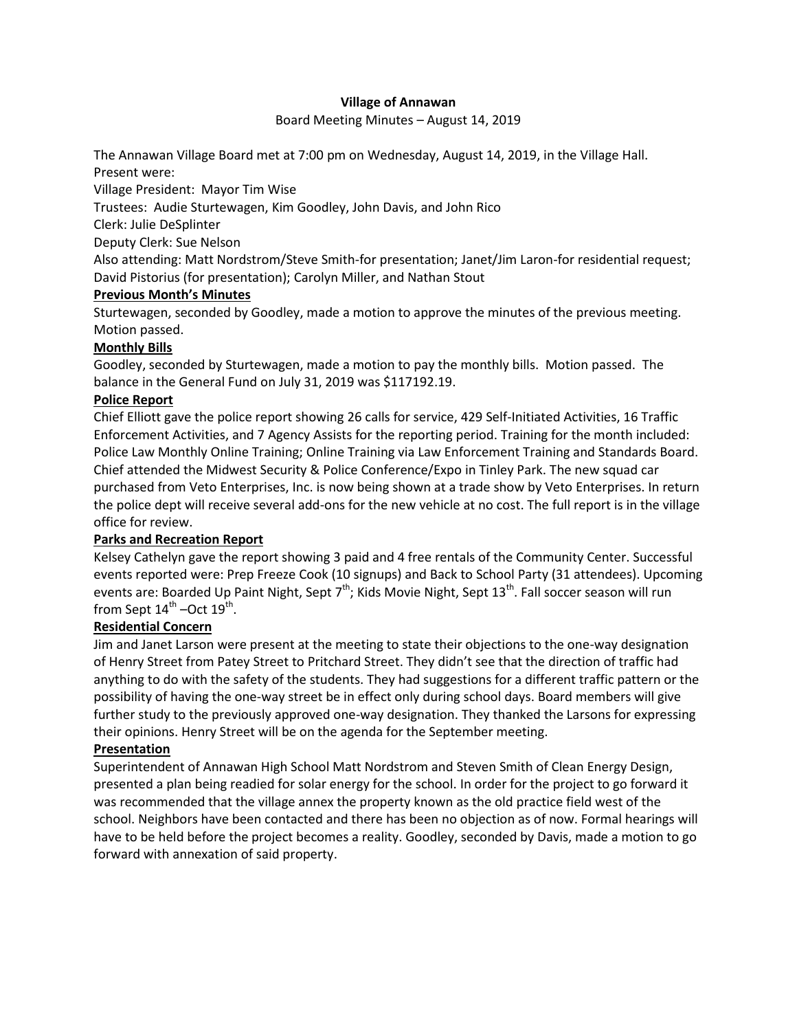**Village of Annawan**

Board Meeting Minutes – August 14, 2019

The Annawan Village Board met at 7:00 pm on Wednesday, August 14, 2019, in the Village Hall.
Present were:

Village President: Mayor Tim Wise

Trustees: Audie Sturtewagen, Kim Goodley, John Davis, and John Rico

Clerk: Julie DeSplinter

Deputy Clerk: Sue Nelson

Also attending: Matt Nordstrom/Steve Smith-for presentation; Janet/Jim Laron-for residential request; David Pistorius (for presentation); Carolyn Miller, and Nathan Stout

**Previous Month's Minutes**

Sturtewagen, seconded by Goodley, made a motion to approve the minutes of the previous meeting. Motion passed.

**Monthly Bills**

Goodley, seconded by Sturtewagen, made a motion to pay the monthly bills. Motion passed. The balance in the General Fund on July 31, 2019 was $117192.19.

**Police Report**

Chief Elliott gave the police report showing 26 calls for service, 429 Self-Initiated Activities, 16 Traffic Enforcement Activities, and 7 Agency Assists for the reporting period. Training for the month included: Police Law Monthly Online Training; Online Training via Law Enforcement Training and Standards Board. Chief attended the Midwest Security & Police Conference/Expo in Tinley Park. The new squad car purchased from Veto Enterprises, Inc. is now being shown at a trade show by Veto Enterprises. In return the police dept will receive several add-ons for the new vehicle at no cost. The full report is in the village office for review.

**Parks and Recreation Report**

Kelsey Cathelyn gave the report showing 3 paid and 4 free rentals of the Community Center. Successful events reported were: Prep Freeze Cook (10 signups) and Back to School Party (31 attendees). Upcoming events are: Boarded Up Paint Night, Sept 7th; Kids Movie Night, Sept 13th. Fall soccer season will run from Sept 14th –Oct 19th.

**Residential Concern**

Jim and Janet Larson were present at the meeting to state their objections to the one-way designation of Henry Street from Patey Street to Pritchard Street. They didn't see that the direction of traffic had anything to do with the safety of the students. They had suggestions for a different traffic pattern or the possibility of having the one-way street be in effect only during school days. Board members will give further study to the previously approved one-way designation. They thanked the Larsons for expressing their opinions. Henry Street will be on the agenda for the September meeting.

**Presentation**

Superintendent of Annawan High School Matt Nordstrom and Steven Smith of Clean Energy Design, presented a plan being readied for solar energy for the school. In order for the project to go forward it was recommended that the village annex the property known as the old practice field west of the school. Neighbors have been contacted and there has been no objection as of now. Formal hearings will have to be held before the project becomes a reality. Goodley, seconded by Davis, made a motion to go forward with annexation of said property.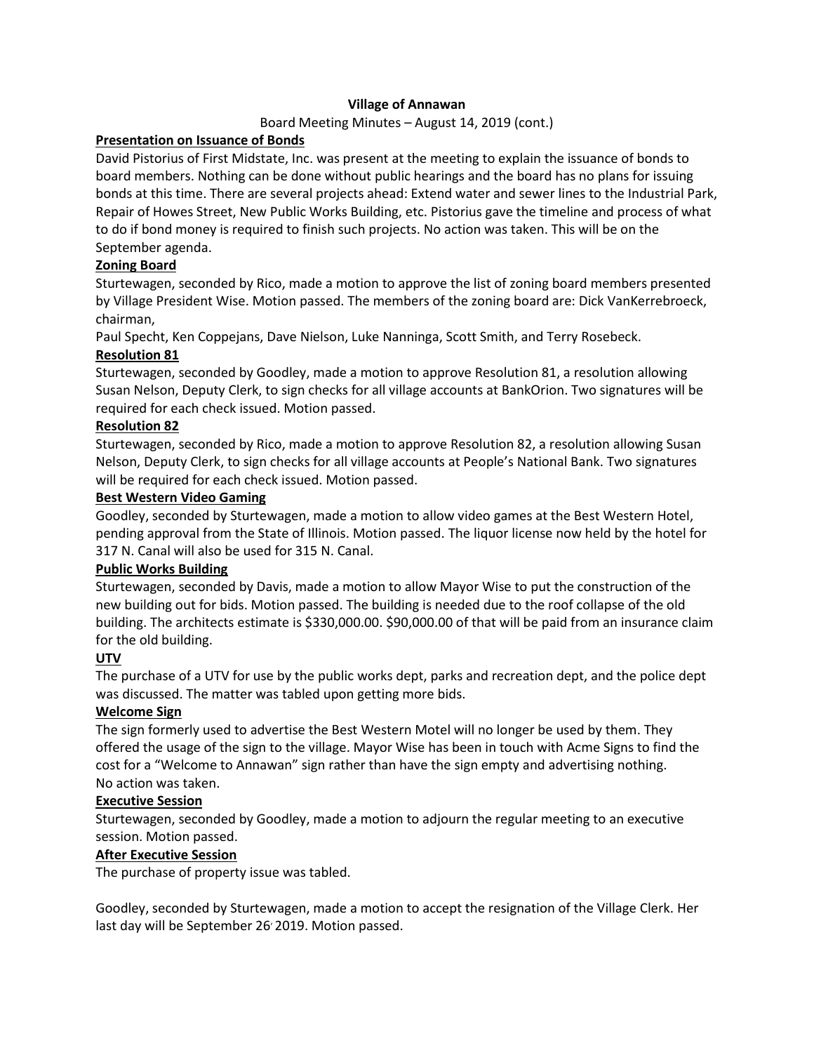**Village of Annawan**

Board Meeting Minutes – August 14, 2019 (cont.)

**Presentation on Issuance of Bonds**

David Pistorius of First Midstate, Inc. was present at the meeting to explain the issuance of bonds to board members. Nothing can be done without public hearings and the board has no plans for issuing bonds at this time. There are several projects ahead: Extend water and sewer lines to the Industrial Park, Repair of Howes Street, New Public Works Building, etc. Pistorius gave the timeline and process of what to do if bond money is required to finish such projects. No action was taken. This will be on the September agenda.

**Zoning Board**

Sturtewagen, seconded by Rico, made a motion to approve the list of zoning board members presented by Village President Wise. Motion passed. The members of the zoning board are: Dick VanKerrebroeck, chairman,
Paul Specht, Ken Coppejans, Dave Nielson, Luke Nanninga, Scott Smith, and Terry Rosebeck.

**Resolution 81**

Sturtewagen, seconded by Goodley, made a motion to approve Resolution 81, a resolution allowing Susan Nelson, Deputy Clerk, to sign checks for all village accounts at BankOrion. Two signatures will be required for each check issued. Motion passed.

**Resolution 82**

Sturtewagen, seconded by Rico, made a motion to approve Resolution 82, a resolution allowing Susan Nelson, Deputy Clerk, to sign checks for all village accounts at People's National Bank. Two signatures will be required for each check issued. Motion passed.

**Best Western Video Gaming**

Goodley, seconded by Sturtewagen, made a motion to allow video games at the Best Western Hotel, pending approval from the State of Illinois. Motion passed. The liquor license now held by the hotel for 317 N. Canal will also be used for 315 N. Canal.

**Public Works Building**

Sturtewagen, seconded by Davis, made a motion to allow Mayor Wise to put the construction of the new building out for bids. Motion passed. The building is needed due to the roof collapse of the old building. The architects estimate is $330,000.00. $90,000.00 of that will be paid from an insurance claim for the old building.

**UTV**

The purchase of a UTV for use by the public works dept, parks and recreation dept, and the police dept was discussed. The matter was tabled upon getting more bids.

**Welcome Sign**

The sign formerly used to advertise the Best Western Motel will no longer be used by them. They offered the usage of the sign to the village. Mayor Wise has been in touch with Acme Signs to find the cost for a "Welcome to Annawan" sign rather than have the sign empty and advertising nothing.
No action was taken.

**Executive Session**

Sturtewagen, seconded by Goodley, made a motion to adjourn the regular meeting to an executive session. Motion passed.

**After Executive Session**

The purchase of property issue was tabled.

Goodley, seconded by Sturtewagen, made a motion to accept the resignation of the Village Clerk. Her last day will be September 26, 2019. Motion passed.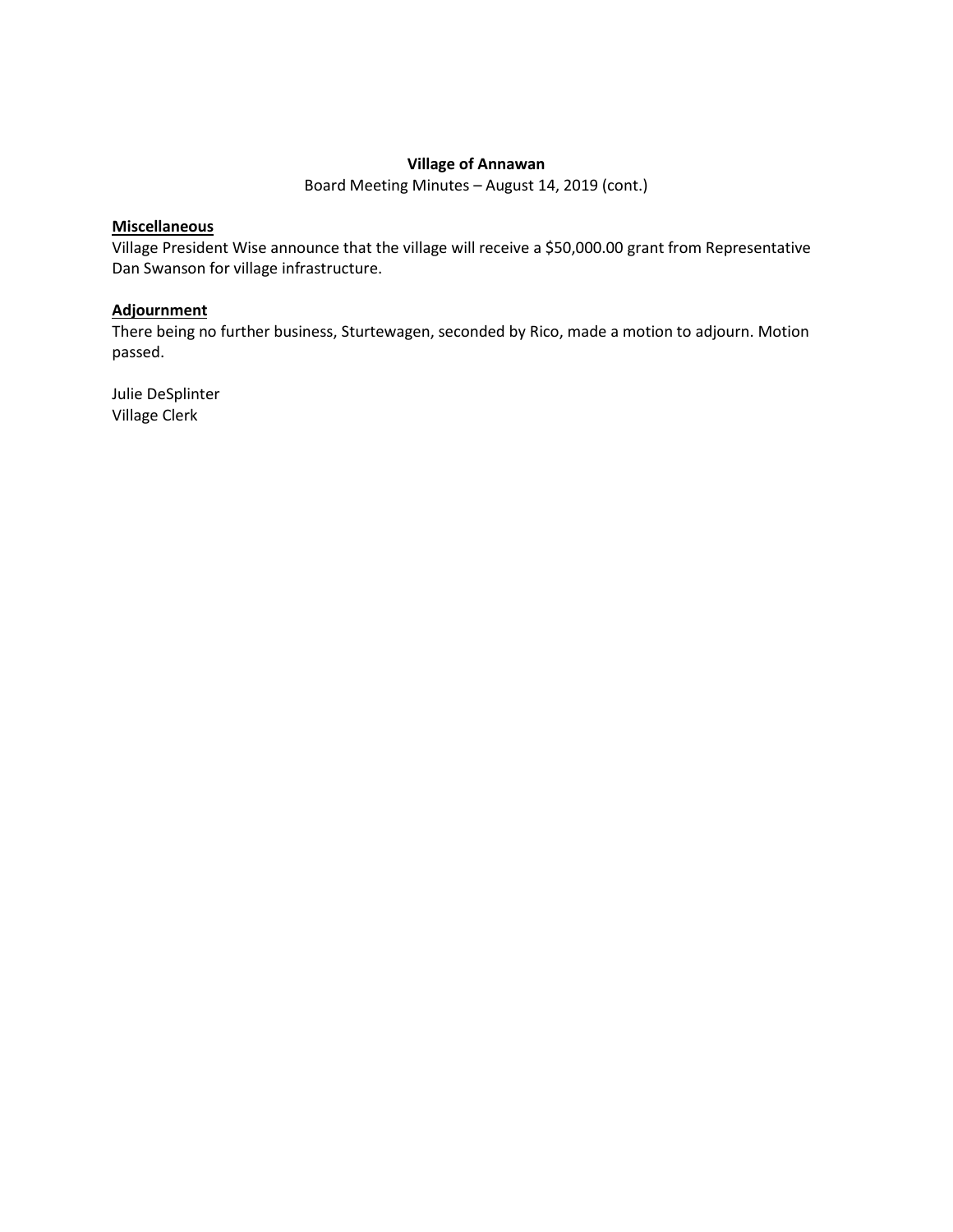**Village of Annawan**
Board Meeting Minutes – August 14, 2019 (cont.)

**Miscellaneous**

Village President Wise announce that the village will receive a $50,000.00 grant from Representative Dan Swanson for village infrastructure.

**Adjournment**

There being no further business, Sturtewagen, seconded by Rico, made a motion to adjourn. Motion passed.

Julie DeSplinter
Village Clerk